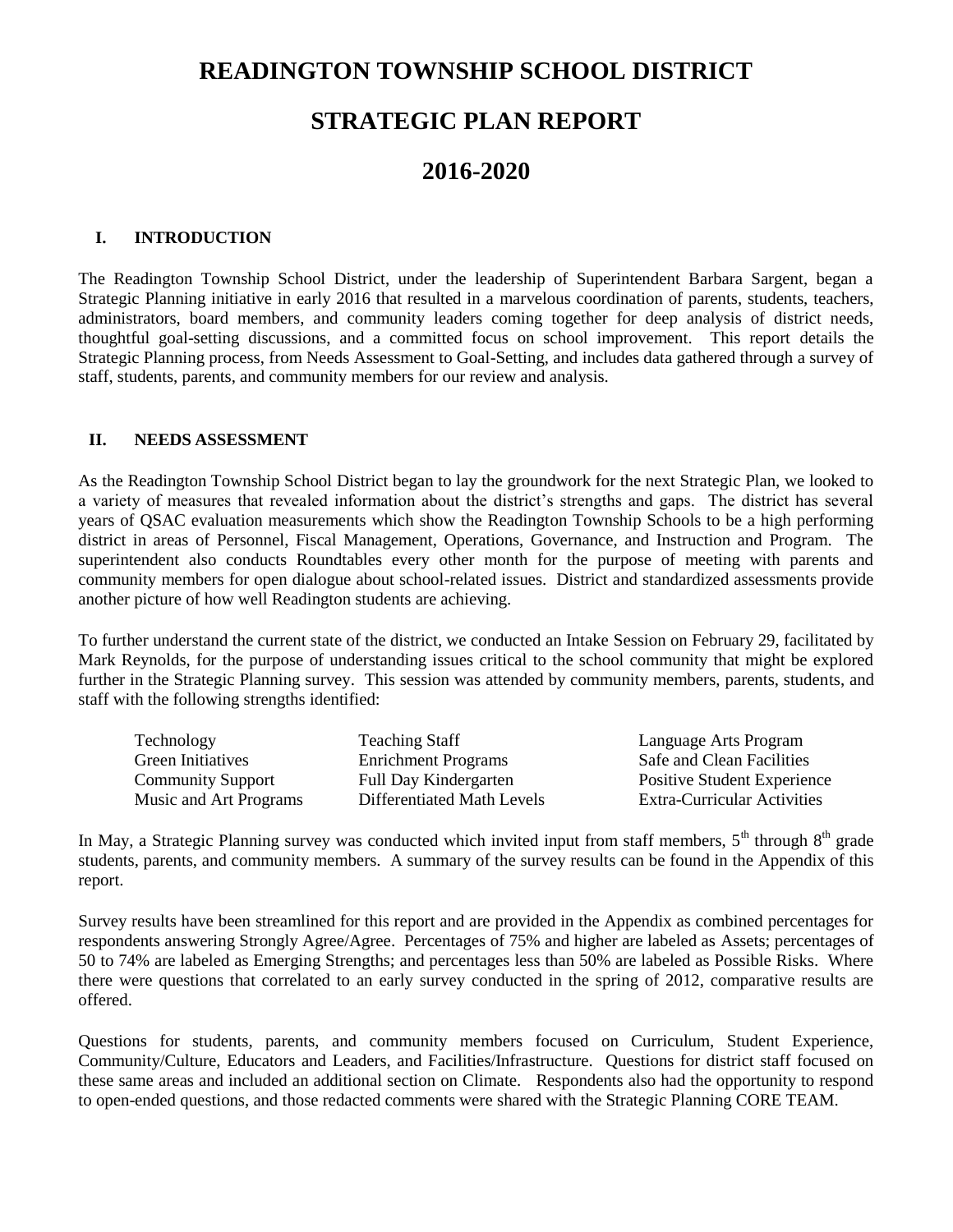# READINGTON TOWNSHIP SCHOOL DISTRICT

# STRATEGIC PLAN REPORT

# 2016-2020

## I. INTRODUCTION

The Readington Township School District, under the leadership of Superintendent Barbara Sargent, began a Strategic Planning initiative in early 2016 that resulted in a marvelous coordination of parents, students, teachers, administrators, board members, and community leaders coming together for deep analysis of district needs, thoughtful goal-setting discussions, and a committed focus on school improvement. This report details the Strategic Planning process, from Needs Assessment to Goal-Setting, and includes data gathered through a survey of staff, students, parents, and community members for our review and analysis.

## II. NEEDS ASSESSMENT

As the Readington Township School District began to lay the groundwork for the next Strategic Plan, we looked to a variety of measures that revealed information about the district's strengths and gaps. The district has several years of QSAC evaluation measurements which show the Readington Township Schools to be a high performing district in areas of Personnel, Fiscal Management, Operations, Governance, and Instruction and Program. The superintendent also conducts Roundtables every other month for the purpose of meeting with parents and community members for open dialogue about school-related issues. District and standardized assessments provide another picture of how well Readington students are achieving.

To further understand the current state of the district, we conducted an Intake Session on February 29, facilitated by Mark Reynolds, for the purpose of understanding issues critical to the school community that might be explored further in the Strategic Planning survey. This session was attended by community members, parents, students, and staff with the following strengths identified:

- Technology
- Green Initiatives
- Community Support
- Music and Art Programs
- Teaching Staff
- Enrichment Programs
- Full Day Kindergarten
- Differentiated Math Levels
- Language Arts Program
- Safe and Clean Facilities
- Positive Student Experience
- Extra-Curricular Activities

In May, a Strategic Planning survey was conducted which invited input from staff members, 5th through 8th grade students, parents, and community members. A summary of the survey results can be found in the Appendix of this report.

Survey results have been streamlined for this report and are provided in the Appendix as combined percentages for respondents answering Strongly Agree/Agree. Percentages of 75% and higher are labeled as Assets; percentages of 50 to 74% are labeled as Emerging Strengths; and percentages less than 50% are labeled as Possible Risks. Where there were questions that correlated to an early survey conducted in the spring of 2012, comparative results are offered.

Questions for students, parents, and community members focused on Curriculum, Student Experience, Community/Culture, Educators and Leaders, and Facilities/Infrastructure. Questions for district staff focused on these same areas and included an additional section on Climate. Respondents also had the opportunity to respond to open-ended questions, and those redacted comments were shared with the Strategic Planning CORE TEAM.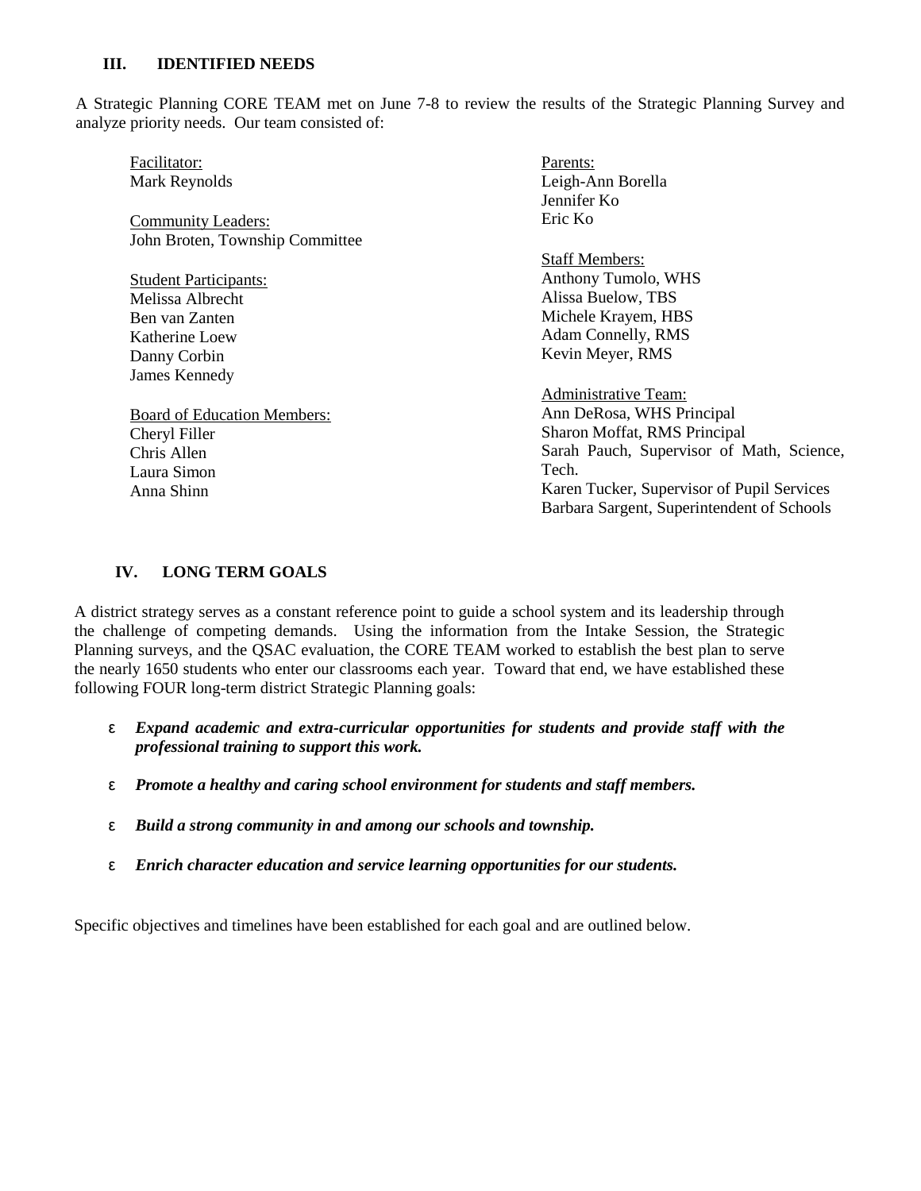## III. IDENTIFIED NEEDS

A Strategic Planning CORE TEAM met on June 7-8 to review the results of the Strategic Planning Survey and analyze priority needs. Our team consisted of:

Facilitator:
Mark Reynolds

Community Leaders:
John Broten, Township Committee

Student Participants:
Melissa Albrecht
Ben van Zanten
Katherine Loew
Danny Corbin
James Kennedy

Board of Education Members:
Cheryl Filler
Chris Allen
Laura Simon
Anna Shinn

Parents:
Leigh-Ann Borella
Jennifer Ko
Eric Ko

Staff Members:
Anthony Tumolo, WHS
Alissa Buelow, TBS
Michele Krayem, HBS
Adam Connelly, RMS
Kevin Meyer, RMS

Administrative Team:
Ann DeRosa, WHS Principal
Sharon Moffat, RMS Principal
Sarah Pauch, Supervisor of Math, Science, Tech.
Karen Tucker, Supervisor of Pupil Services
Barbara Sargent, Superintendent of Schools

## IV. LONG TERM GOALS

A district strategy serves as a constant reference point to guide a school system and its leadership through the challenge of competing demands. Using the information from the Intake Session, the Strategic Planning surveys, and the QSAC evaluation, the CORE TEAM worked to establish the best plan to serve the nearly 1650 students who enter our classrooms each year. Toward that end, we have established these following FOUR long-term district Strategic Planning goals:

- ***Expand academic and extra-curricular opportunities for students and provide staff with the professional training to support this work.***
- ***Promote a healthy and caring school environment for students and staff members.***
- ***Build a strong community in and among our schools and township.***
- ***Enrich character education and service learning opportunities for our students.***

Specific objectives and timelines have been established for each goal and are outlined below.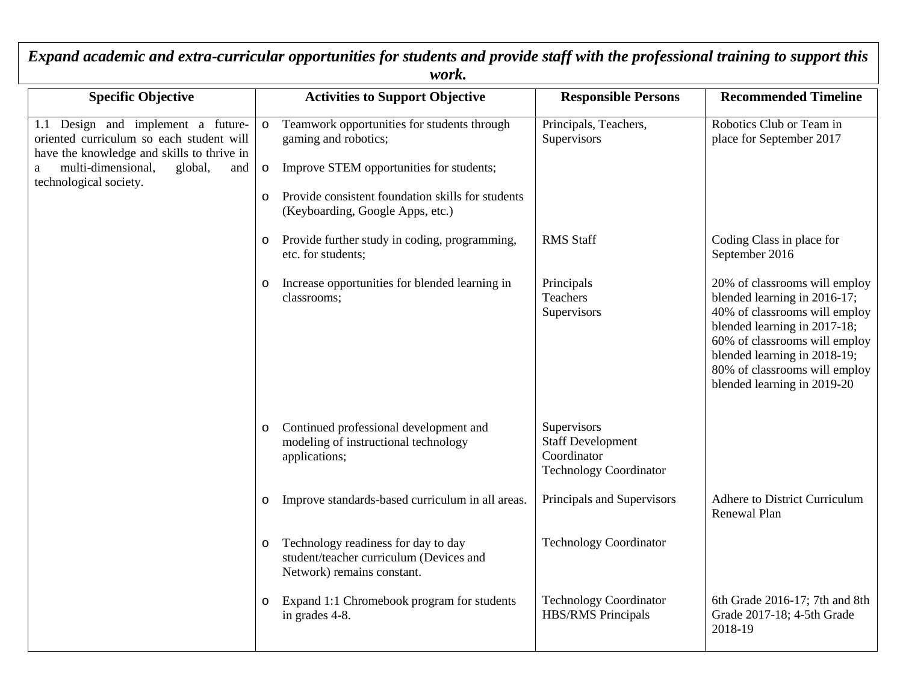***Expand academic and extra-curricular opportunities for students and provide staff with the professional training to support this work.***

| Specific Objective | Activities to Support Objective | Responsible Persons | Recommended Timeline |
|---|---|---|---|
| 1.1 Design and implement a future-oriented curriculum so each student will have the knowledge and skills to thrive in a multi-dimensional, global, and technological society. | o Teamwork opportunities for students through gaming and robotics;<br>o Improve STEM opportunities for students;<br>o Provide consistent foundation skills for students (Keyboarding, Google Apps, etc.) | Principals, Teachers, Supervisors | Robotics Club or Team in place for September 2017 |
| | o Provide further study in coding, programming, etc. for students; | RMS Staff | Coding Class in place for September 2016 |
| | o Increase opportunities for blended learning in classrooms; | Principals<br>Teachers<br>Supervisors | 20% of classrooms will employ blended learning in 2016-17; 40% of classrooms will employ blended learning in 2017-18; 60% of classrooms will employ blended learning in 2018-19; 80% of classrooms will employ blended learning in 2019-20 |
| | o Continued professional development and modeling of instructional technology applications; | Supervisors<br>Staff Development Coordinator<br>Technology Coordinator | |
| | o Improve standards-based curriculum in all areas. | Principals and Supervisors | Adhere to District Curriculum Renewal Plan |
| | o Technology readiness for day to day student/teacher curriculum (Devices and Network) remains constant. | Technology Coordinator | |
| | o Expand 1:1 Chromebook program for students in grades 4-8. | Technology Coordinator<br>HBS/RMS Principals | 6th Grade 2016-17; 7th and 8th Grade 2017-18; 4-5th Grade 2018-19 |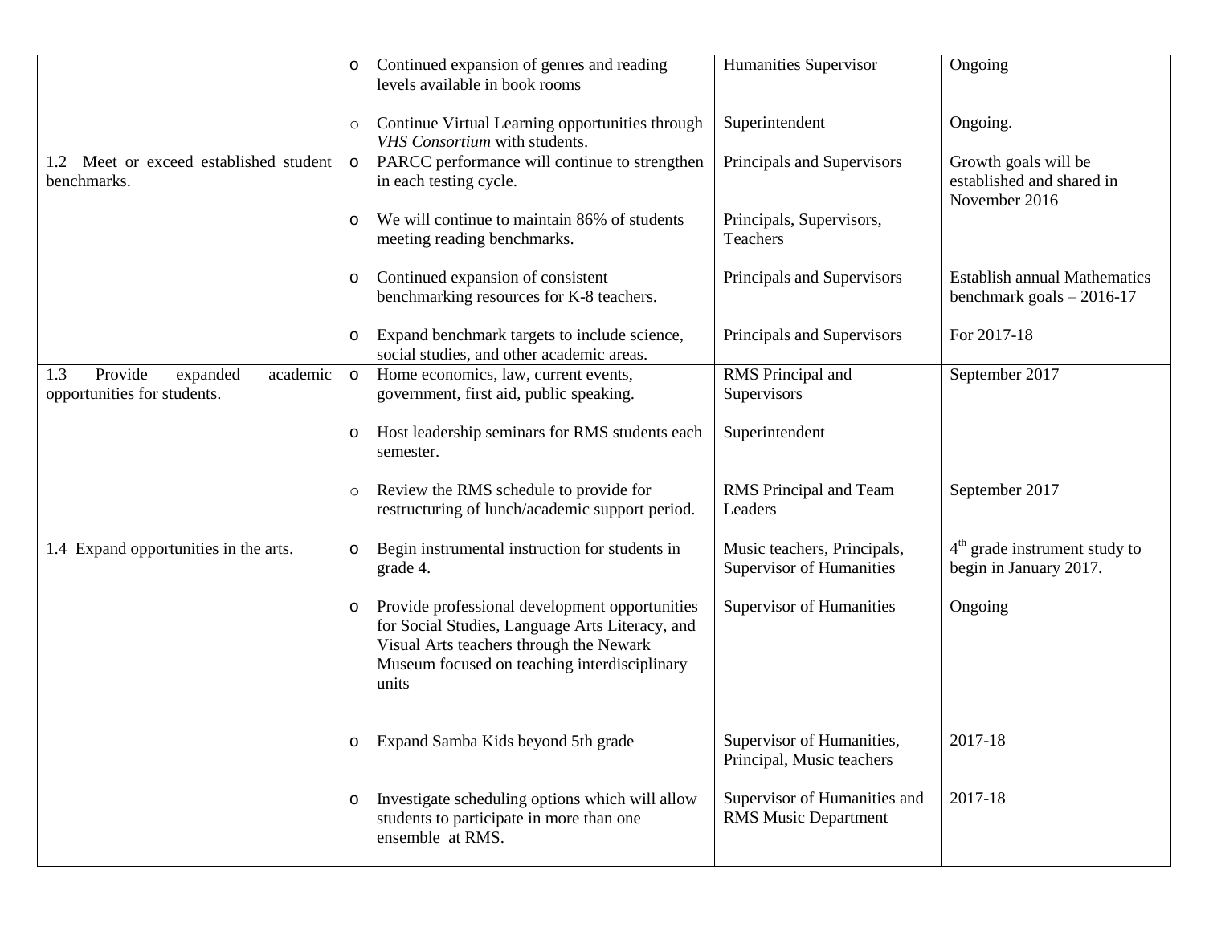| | | | |
|---|---|---|---|
| | o Continued expansion of genres and reading levels available in book rooms<br><br>○ Continue Virtual Learning opportunities through *VHS Consortium* with students. | Humanities Supervisor<br><br>Superintendent | Ongoing<br><br>Ongoing. |
| 1.2 Meet or exceed established student benchmarks. | o PARCC performance will continue to strengthen in each testing cycle.<br><br>o We will continue to maintain 86% of students meeting reading benchmarks.<br><br>o Continued expansion of consistent benchmarking resources for K-8 teachers.<br><br>o Expand benchmark targets to include science, social studies, and other academic areas. | Principals and Supervisors<br><br>Principals, Supervisors, Teachers<br><br>Principals and Supervisors<br><br>Principals and Supervisors | Growth goals will be established and shared in November 2016<br><br>Establish annual Mathematics benchmark goals – 2016-17<br><br>For 2017-18 |
| 1.3 Provide expanded academic opportunities for students. | o Home economics, law, current events, government, first aid, public speaking.<br><br>o Host leadership seminars for RMS students each semester.<br><br>○ Review the RMS schedule to provide for restructuring of lunch/academic support period. | RMS Principal and Supervisors<br><br>Superintendent<br><br>RMS Principal and Team Leaders | September 2017<br><br>September 2017 |
| 1.4 Expand opportunities in the arts. | o Begin instrumental instruction for students in grade 4.<br><br>o Provide professional development opportunities for Social Studies, Language Arts Literacy, and Visual Arts teachers through the Newark Museum focused on teaching interdisciplinary units<br><br>o Expand Samba Kids beyond 5th grade<br><br>o Investigate scheduling options which will allow students to participate in more than one ensemble at RMS. | Music teachers, Principals, Supervisor of Humanities<br><br>Supervisor of Humanities<br><br>Supervisor of Humanities, Principal, Music teachers<br><br>Supervisor of Humanities and RMS Music Department | 4th grade instrument study to begin in January 2017.<br><br>Ongoing<br><br>2017-18<br><br>2017-18 |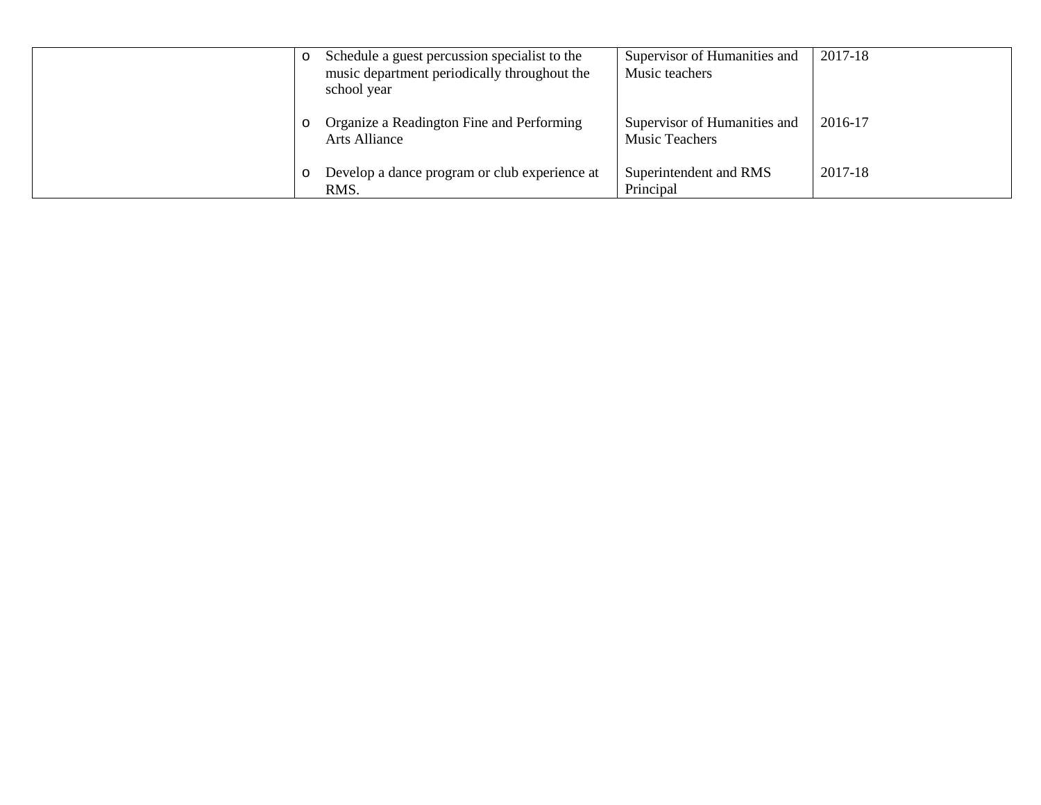| | | | |
|---|---|---|---|
| | o Schedule a guest percussion specialist to the music department periodically throughout the school year | Supervisor of Humanities and Music teachers | 2017-18 |
| | o Organize a Readington Fine and Performing Arts Alliance | Supervisor of Humanities and Music Teachers | 2016-17 |
| | o Develop a dance program or club experience at RMS. | Superintendent and RMS Principal | 2017-18 |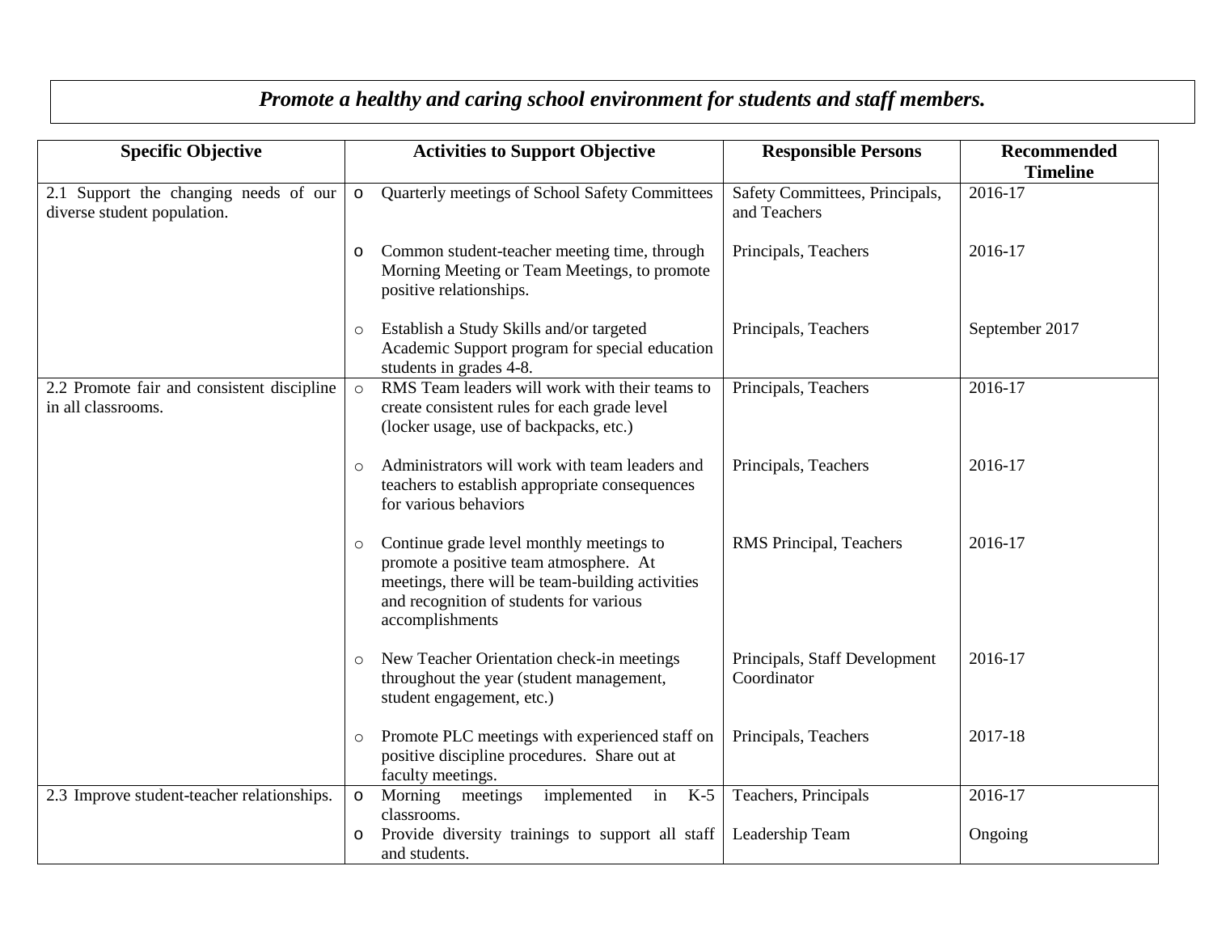***Promote a healthy and caring school environment for students and staff members.***

| Specific Objective | Activities to Support Objective | Responsible Persons | Recommended Timeline |
|---|---|---|---|
| 2.1 Support the changing needs of our diverse student population. | Quarterly meetings of School Safety Committees | Safety Committees, Principals, and Teachers | 2016-17 |
| | Common student-teacher meeting time, through Morning Meeting or Team Meetings, to promote positive relationships. | Principals, Teachers | 2016-17 |
| | Establish a Study Skills and/or targeted Academic Support program for special education students in grades 4-8. | Principals, Teachers | September 2017 |
| 2.2 Promote fair and consistent discipline in all classrooms. | RMS Team leaders will work with their teams to create consistent rules for each grade level (locker usage, use of backpacks, etc.) | Principals, Teachers | 2016-17 |
| | Administrators will work with team leaders and teachers to establish appropriate consequences for various behaviors | Principals, Teachers | 2016-17 |
| | Continue grade level monthly meetings to promote a positive team atmosphere. At meetings, there will be team-building activities and recognition of students for various accomplishments | RMS Principal, Teachers | 2016-17 |
| | New Teacher Orientation check-in meetings throughout the year (student management, student engagement, etc.) | Principals, Staff Development Coordinator | 2016-17 |
| | Promote PLC meetings with experienced staff on positive discipline procedures. Share out at faculty meetings. | Principals, Teachers | 2017-18 |
| 2.3 Improve student-teacher relationships. | Morning meetings implemented in K-5 classrooms. | Teachers, Principals | 2016-17 |
| | Provide diversity trainings to support all staff and students. | Leadership Team | Ongoing |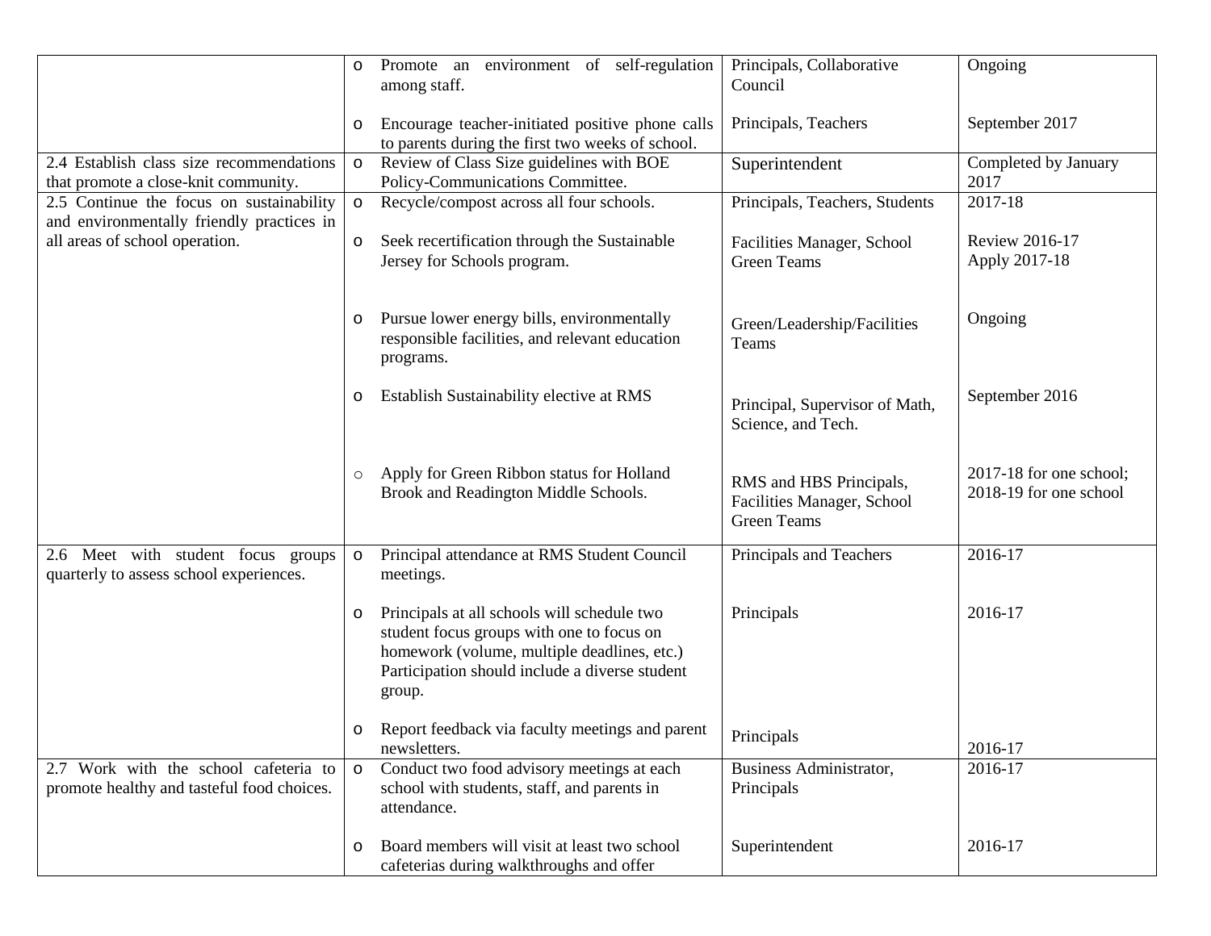| | | | |
|---|---|---|---|
| | o Promote an environment of self-regulation among staff.<br><br>o Encourage teacher-initiated positive phone calls to parents during the first two weeks of school. | Principals, Collaborative Council<br><br>Principals, Teachers | Ongoing<br><br>September 2017 |
| 2.4 Establish class size recommendations that promote a close-knit community. | o Review of Class Size guidelines with BOE Policy-Communications Committee. | Superintendent | Completed by January 2017 |
| 2.5 Continue the focus on sustainability and environmentally friendly practices in all areas of school operation. | o Recycle/compost across all four schools.<br><br>o Seek recertification through the Sustainable Jersey for Schools program.<br><br>o Pursue lower energy bills, environmentally responsible facilities, and relevant education programs.<br><br>o Establish Sustainability elective at RMS<br><br>o Apply for Green Ribbon status for Holland Brook and Readington Middle Schools. | Principals, Teachers, Students<br><br>Facilities Manager, School Green Teams<br><br>Green/Leadership/Facilities Teams<br><br>Principal, Supervisor of Math, Science, and Tech.<br><br>RMS and HBS Principals, Facilities Manager, School Green Teams | 2017-18<br><br>Review 2016-17<br>Apply 2017-18<br><br>Ongoing<br><br>September 2016<br><br>2017-18 for one school; 2018-19 for one school |
| 2.6 Meet with student focus groups quarterly to assess school experiences. | o Principal attendance at RMS Student Council meetings.<br><br>o Principals at all schools will schedule two student focus groups with one to focus on homework (volume, multiple deadlines, etc.) Participation should include a diverse student group.<br><br>o Report feedback via faculty meetings and parent newsletters. | Principals and Teachers<br><br>Principals<br><br>Principals | 2016-17<br><br>2016-17<br><br>2016-17 |
| 2.7 Work with the school cafeteria to promote healthy and tasteful food choices. | o Conduct two food advisory meetings at each school with students, staff, and parents in attendance.<br><br>o Board members will visit at least two school cafeterias during walkthroughs and offer | Business Administrator, Principals<br><br>Superintendent | 2016-17<br><br>2016-17 |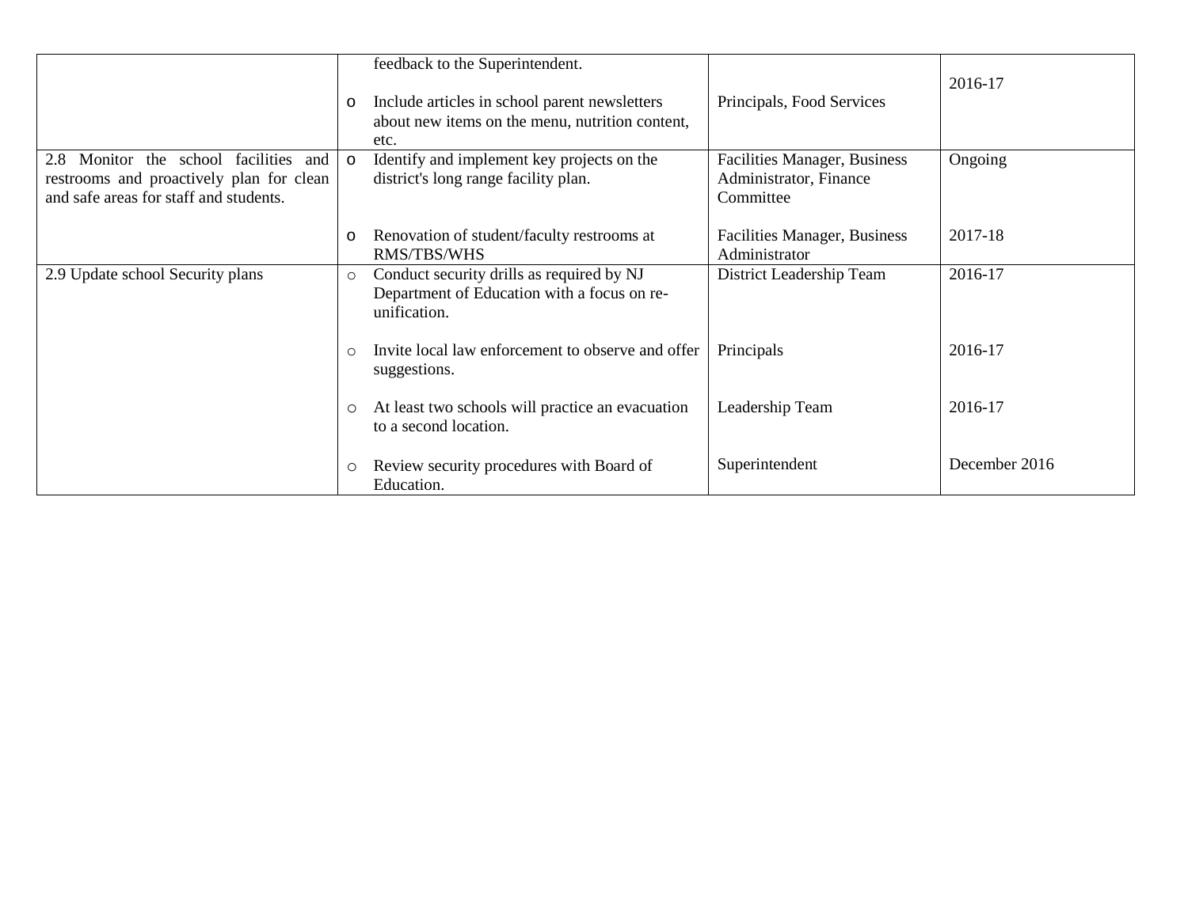| | | | |
|---|---|---|---|
| | feedback to the Superintendent.<br><br>o Include articles in school parent newsletters about new items on the menu, nutrition content, etc. | <br><br>Principals, Food Services | 2016-17 |
| 2.8 Monitor the school facilities and restrooms and proactively plan for clean and safe areas for staff and students. | o Identify and implement key projects on the district's long range facility plan.<br><br>o Renovation of student/faculty restrooms at RMS/TBS/WHS | Facilities Manager, Business Administrator, Finance Committee<br><br>Facilities Manager, Business Administrator | Ongoing<br><br>2017-18 |
| 2.9 Update school Security plans | ○ Conduct security drills as required by NJ Department of Education with a focus on re-unification.<br><br>○ Invite local law enforcement to observe and offer suggestions.<br><br>○ At least two schools will practice an evacuation to a second location.<br><br>○ Review security procedures with Board of Education. | District Leadership Team<br><br>Principals<br><br>Leadership Team<br><br>Superintendent | 2016-17<br><br>2016-17<br><br>2016-17<br><br>December 2016 |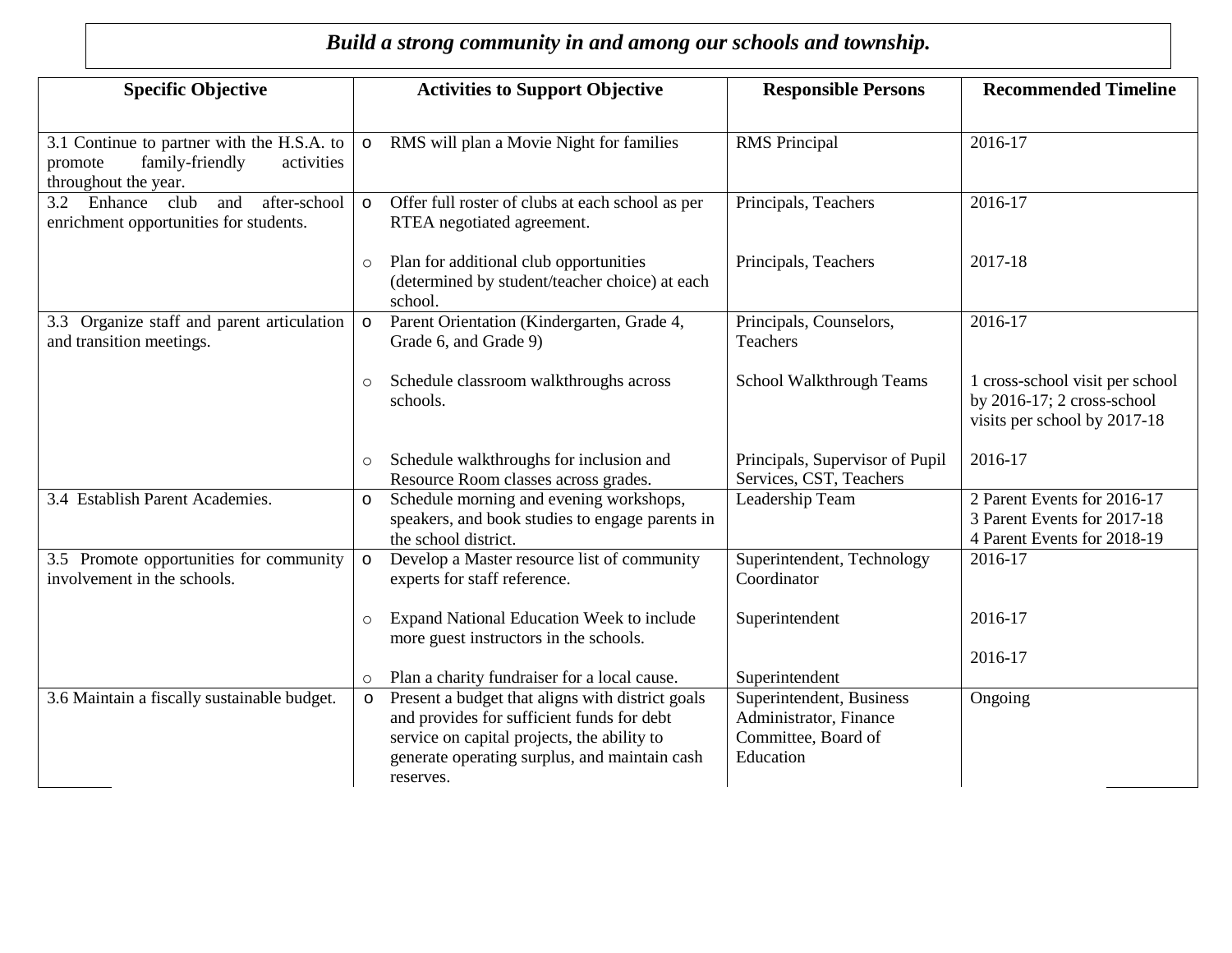***Build a strong community in and among our schools and township.***

| Specific Objective | Activities to Support Objective | Responsible Persons | Recommended Timeline |
|---|---|---|---|
| 3.1 Continue to partner with the H.S.A. to promote family-friendly activities throughout the year. | o RMS will plan a Movie Night for families | RMS Principal | 2016-17 |
| 3.2 Enhance club and after-school enrichment opportunities for students. | o Offer full roster of clubs at each school as per RTEA negotiated agreement. | Principals, Teachers | 2016-17 |
| | ○ Plan for additional club opportunities (determined by student/teacher choice) at each school. | Principals, Teachers | 2017-18 |
| 3.3 Organize staff and parent articulation and transition meetings. | o Parent Orientation (Kindergarten, Grade 4, Grade 6, and Grade 9) | Principals, Counselors, Teachers | 2016-17 |
| | ○ Schedule classroom walkthroughs across schools. | School Walkthrough Teams | 1 cross-school visit per school by 2016-17; 2 cross-school visits per school by 2017-18 |
| | ○ Schedule walkthroughs for inclusion and Resource Room classes across grades. | Principals, Supervisor of Pupil Services, CST, Teachers | 2016-17 |
| 3.4 Establish Parent Academies. | o Schedule morning and evening workshops, speakers, and book studies to engage parents in the school district. | Leadership Team | 2 Parent Events for 2016-17<br>3 Parent Events for 2017-18<br>4 Parent Events for 2018-19 |
| 3.5 Promote opportunities for community involvement in the schools. | o Develop a Master resource list of community experts for staff reference. | Superintendent, Technology Coordinator | 2016-17 |
| | ○ Expand National Education Week to include more guest instructors in the schools. | Superintendent | 2016-17 |
| | ○ Plan a charity fundraiser for a local cause. | Superintendent | 2016-17 |
| 3.6 Maintain a fiscally sustainable budget. | o Present a budget that aligns with district goals and provides for sufficient funds for debt service on capital projects, the ability to generate operating surplus, and maintain cash reserves. | Superintendent, Business Administrator, Finance Committee, Board of Education | Ongoing |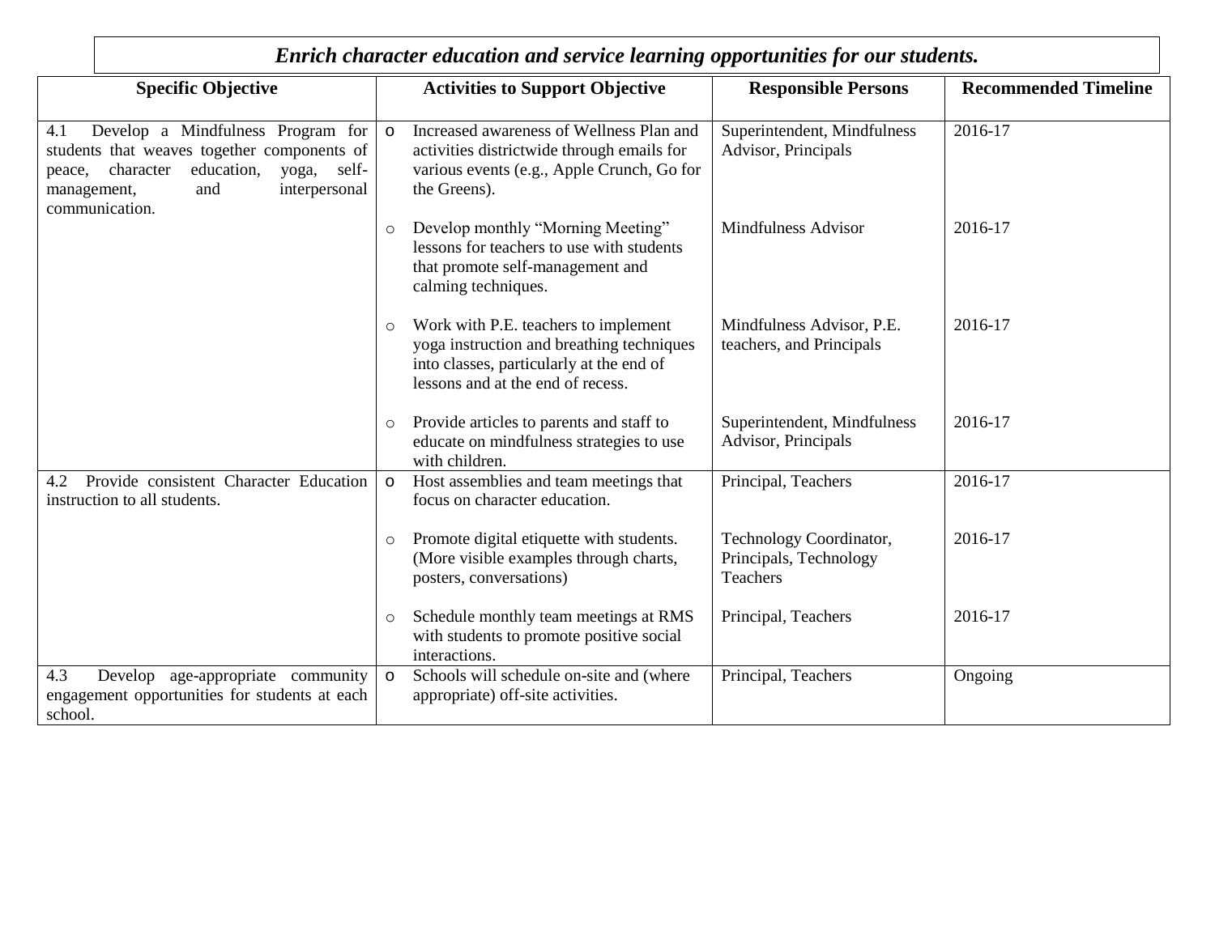***Enrich character education and service learning opportunities for our students.***

| Specific Objective | Activities to Support Objective | Responsible Persons | Recommended Timeline |
|---|---|---|---|
| 4.1 Develop a Mindfulness Program for students that weaves together components of peace, character education, yoga, self-management, and interpersonal communication. | o Increased awareness of Wellness Plan and activities districtwide through emails for various events (e.g., Apple Crunch, Go for the Greens). | Superintendent, Mindfulness Advisor, Principals | 2016-17 |
| | o Develop monthly "Morning Meeting" lessons for teachers to use with students that promote self-management and calming techniques. | Mindfulness Advisor | 2016-17 |
| | o Work with P.E. teachers to implement yoga instruction and breathing techniques into classes, particularly at the end of lessons and at the end of recess. | Mindfulness Advisor, P.E. teachers, and Principals | 2016-17 |
| | o Provide articles to parents and staff to educate on mindfulness strategies to use with children. | Superintendent, Mindfulness Advisor, Principals | 2016-17 |
| 4.2 Provide consistent Character Education instruction to all students. | o Host assemblies and team meetings that focus on character education. | Principal, Teachers | 2016-17 |
| | o Promote digital etiquette with students. (More visible examples through charts, posters, conversations) | Technology Coordinator, Principals, Technology Teachers | 2016-17 |
| | o Schedule monthly team meetings at RMS with students to promote positive social interactions. | Principal, Teachers | 2016-17 |
| 4.3 Develop age-appropriate community engagement opportunities for students at each school. | o Schools will schedule on-site and (where appropriate) off-site activities. | Principal, Teachers | Ongoing |